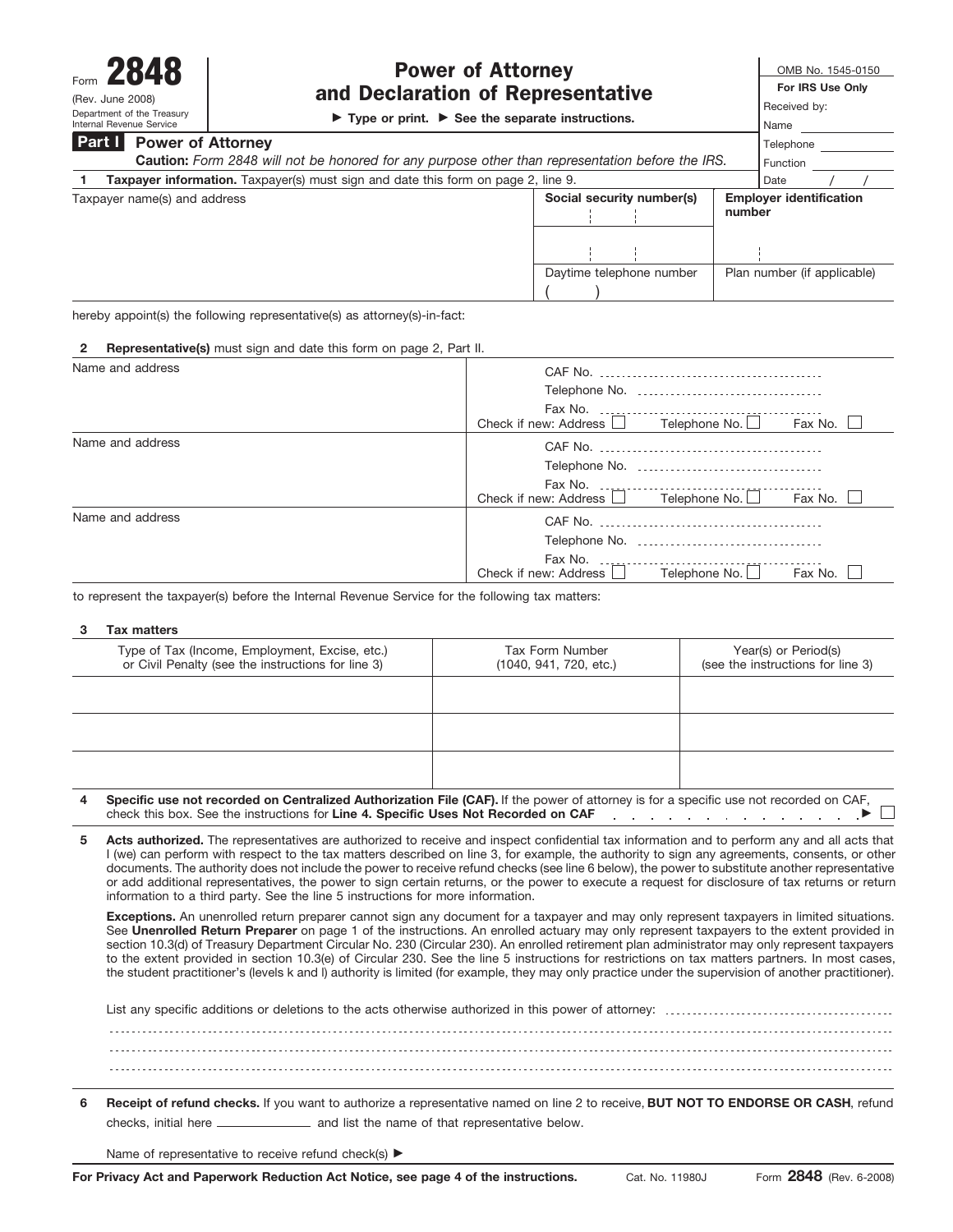Form **2848**
(Rev. June 2008)
Department of the Treasury
Internal Revenue Service

# Power of Attorney and Declaration of Representative

▶ Type or print. ▶ See the separate instructions.

OMB No. 1545-0150

**For IRS Use Only**

Received by:

Name

Telephone

Function

Date / /

## Part I Power of Attorney

**Caution:** *Form 2848 will not be honored for any purpose other than representation before the IRS.*

**1 Taxpayer information.** Taxpayer(s) must sign and date this form on page 2, line 9.

| Taxpayer name(s) and address | Social security number(s) | Employer identification number |
|---|---|---|
| | | |
| | Daytime telephone number ( ) | Plan number (if applicable) |

hereby appoint(s) the following representative(s) as attorney(s)-in-fact:

**2 Representative(s)** must sign and date this form on page 2, Part II.

| Name and address | |
|---|---|
| | CAF No. <br> Telephone No. <br> Fax No. <br> Check if new: Address ☐ Telephone No. ☐ Fax No. ☐ |
| Name and address | CAF No. <br> Telephone No. <br> Fax No. <br> Check if new: Address ☐ Telephone No. ☐ Fax No. ☐ |
| Name and address | CAF No. <br> Telephone No. <br> Fax No. <br> Check if new: Address ☐ Telephone No. ☐ Fax No. ☐ |

to represent the taxpayer(s) before the Internal Revenue Service for the following tax matters:

**3 Tax matters**

| Type of Tax (Income, Employment, Excise, etc.) or Civil Penalty (see the instructions for line 3) | Tax Form Number (1040, 941, 720, etc.) | Year(s) or Period(s) (see the instructions for line 3) |
|---|---|---|
| | | |
| | | |
| | | |

**4 Specific use not recorded on Centralized Authorization File (CAF).** If the power of attorney is for a specific use not recorded on CAF, check this box. See the instructions for **Line 4. Specific Uses Not Recorded on CAF** . . . . . . . . . . . . . . . . ▶ ☐

**5 Acts authorized.** The representatives are authorized to receive and inspect confidential tax information and to perform any and all acts that I (we) can perform with respect to the tax matters described on line 3, for example, the authority to sign any agreements, consents, or other documents. The authority does not include the power to receive refund checks (see line 6 below), the power to substitute another representative or add additional representatives, the power to sign certain returns, or the power to execute a request for disclosure of tax returns or return information to a third party. See the line 5 instructions for more information.

**Exceptions.** An unenrolled return preparer cannot sign any document for a taxpayer and may only represent taxpayers in limited situations. See **Unenrolled Return Preparer** on page 1 of the instructions. An enrolled actuary may only represent taxpayers to the extent provided in section 10.3(d) of Treasury Department Circular No. 230 (Circular 230). An enrolled retirement plan administrator may only represent taxpayers to the extent provided in section 10.3(e) of Circular 230. See the line 5 instructions for restrictions on tax matters partners. In most cases, the student practitioner's (levels k and l) authority is limited (for example, they may only practice under the supervision of another practitioner).

List any specific additions or deletions to the acts otherwise authorized in this power of attorney: ..............................

..............................

..............................

..............................

**6 Receipt of refund checks.** If you want to authorize a representative named on line 2 to receive, **BUT NOT TO ENDORSE OR CASH**, refund checks, initial here ______________ and list the name of that representative below.

Name of representative to receive refund check(s) ▶

**For Privacy Act and Paperwork Reduction Act Notice, see page 4 of the instructions.** Cat. No. 11980J Form **2848** (Rev. 6-2008)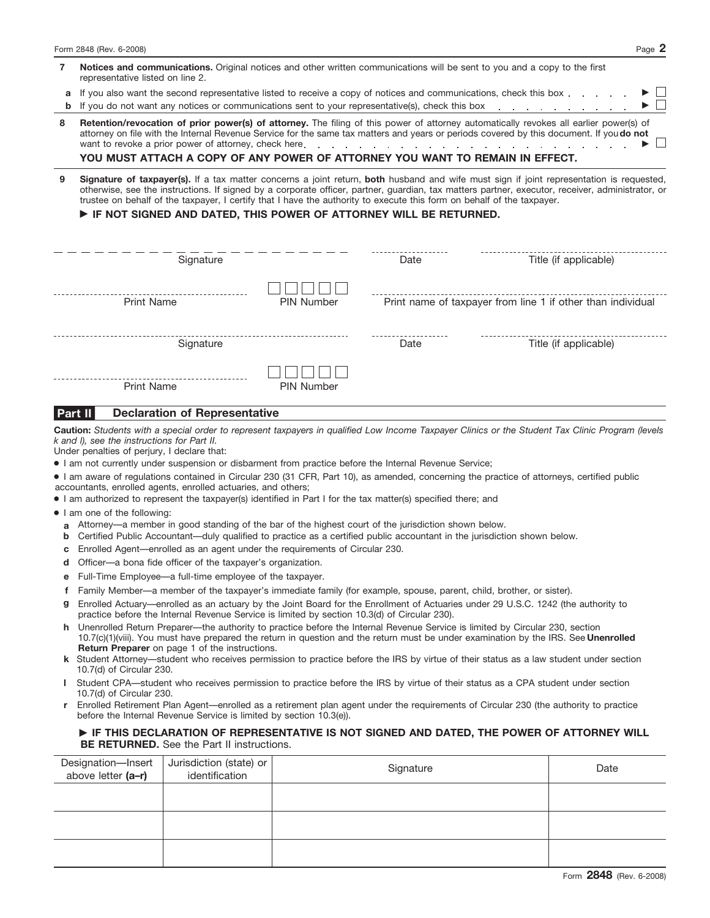**7 Notices and communications.** Original notices and other written communications will be sent to you and a copy to the first representative listed on line 2.

**a** If you also want the second representative listed to receive a copy of notices and communications, check this box . . . . . . ▶ ☐

**b** If you do not want any notices or communications sent to your representative(s), check this box . . . . . . . . . . . ▶ ☐

**8 Retention/revocation of prior power(s) of attorney.** The filing of this power of attorney automatically revokes all earlier power(s) of attorney on file with the Internal Revenue Service for the same tax matters and years or periods covered by this document. If you **do not** want to revoke a prior power of attorney, check here . . . . . . . . . . . . . . . . . . . . . . . . ▶ ☐

**YOU MUST ATTACH A COPY OF ANY POWER OF ATTORNEY YOU WANT TO REMAIN IN EFFECT.**

**9 Signature of taxpayer(s).** If a tax matter concerns a joint return, **both** husband and wife must sign if joint representation is requested, otherwise, see the instructions. If signed by a corporate officer, partner, guardian, tax matters partner, executor, receiver, administrator, or trustee on behalf of the taxpayer, I certify that I have the authority to execute this form on behalf of the taxpayer.

**▶ IF NOT SIGNED AND DATED, THIS POWER OF ATTORNEY WILL BE RETURNED.**

| | | | |
|---|---|---|---|
| Signature | | Date | Title (if applicable) |
| Print Name | PIN Number | Print name of taxpayer from line 1 if other than individual | |
| Signature | | Date | Title (if applicable) |
| Print Name | PIN Number | | |

## Part II Declaration of Representative

**Caution:** *Students with a special order to represent taxpayers in qualified Low Income Taxpayer Clinics or the Student Tax Clinic Program (levels k and l), see the instructions for Part II.*

Under penalties of perjury, I declare that:

- I am not currently under suspension or disbarment from practice before the Internal Revenue Service;
- I am aware of regulations contained in Circular 230 (31 CFR, Part 10), as amended, concerning the practice of attorneys, certified public accountants, enrolled agents, enrolled actuaries, and others;
- I am authorized to represent the taxpayer(s) identified in Part I for the tax matter(s) specified there; and
- I am one of the following:

**a** Attorney—a member in good standing of the bar of the highest court of the jurisdiction shown below.

**b** Certified Public Accountant—duly qualified to practice as a certified public accountant in the jurisdiction shown below.

**c** Enrolled Agent—enrolled as an agent under the requirements of Circular 230.

**d** Officer—a bona fide officer of the taxpayer's organization.

**e** Full-Time Employee—a full-time employee of the taxpayer.

**f** Family Member—a member of the taxpayer's immediate family (for example, spouse, parent, child, brother, or sister).

**g** Enrolled Actuary—enrolled as an actuary by the Joint Board for the Enrollment of Actuaries under 29 U.S.C. 1242 (the authority to practice before the Internal Revenue Service is limited by section 10.3(d) of Circular 230).

**h** Unenrolled Return Preparer—the authority to practice before the Internal Revenue Service is limited by Circular 230, section 10.7(c)(1)(viii). You must have prepared the return in question and the return must be under examination by the IRS. See **Unenrolled Return Preparer** on page 1 of the instructions.

**k** Student Attorney—student who receives permission to practice before the IRS by virtue of their status as a law student under section 10.7(d) of Circular 230.

**l** Student CPA—student who receives permission to practice before the IRS by virtue of their status as a CPA student under section 10.7(d) of Circular 230.

**r** Enrolled Retirement Plan Agent—enrolled as a retirement plan agent under the requirements of Circular 230 (the authority to practice before the Internal Revenue Service is limited by section 10.3(e)).

**▶ IF THIS DECLARATION OF REPRESENTATIVE IS NOT SIGNED AND DATED, THE POWER OF ATTORNEY WILL BE RETURNED.** See the Part II instructions.

| Designation—Insert above letter **(a–r)** | Jurisdiction (state) or identification | Signature | Date |
|---|---|---|---|
| | | | |
| | | | |
| | | | |

Form **2848** (Rev. 6-2008)